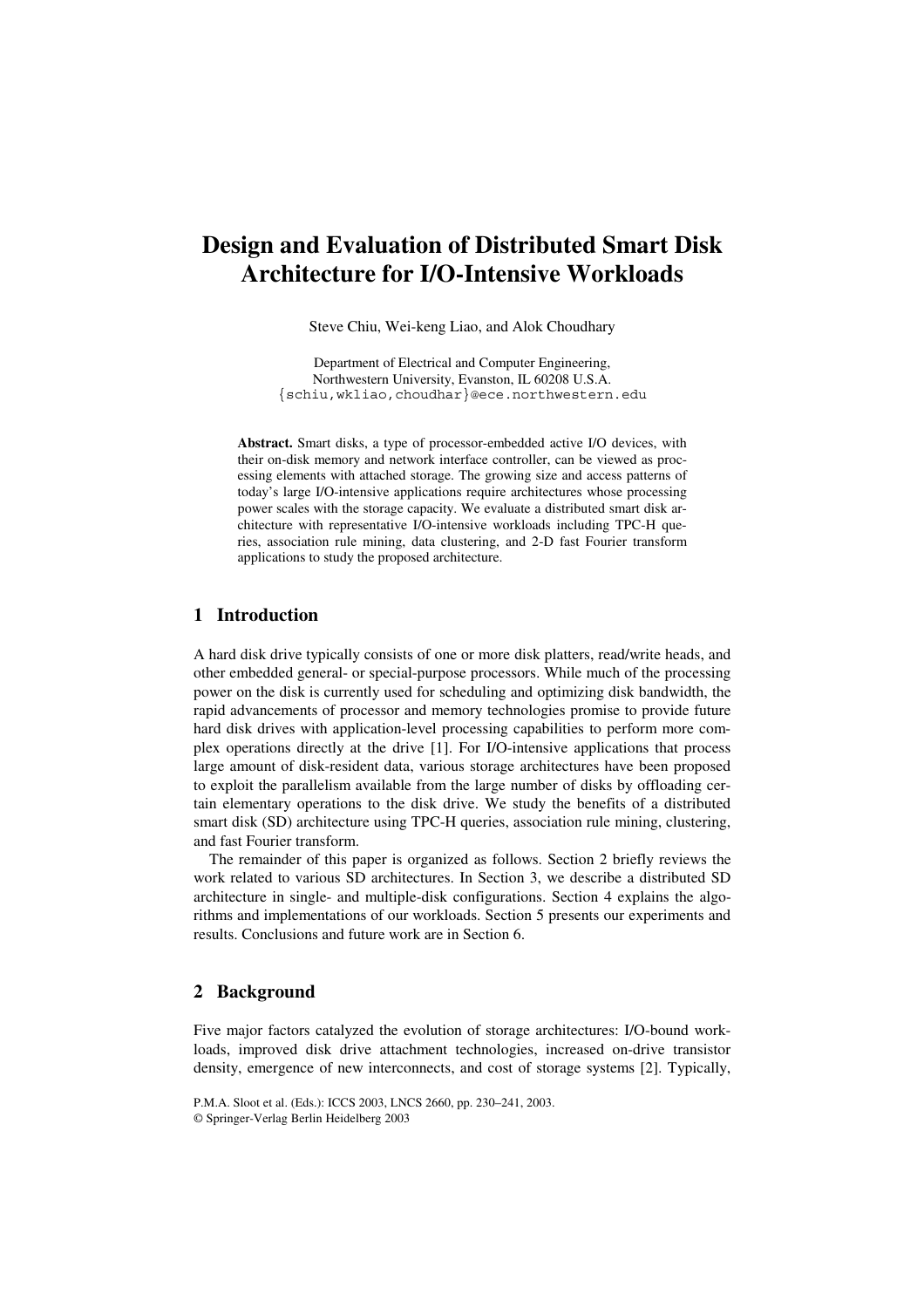# Design and Evaluation of Distributed Smart Disk Architecture for I/O-Intensive Workloads

Steve Chiu, Wei-keng Liao, and Alok Choudhary

Department of Electrical and Computer Engineering,
Northwestern University, Evanston, IL 60208 U.S.A.
{schiu,wkliao,choudhar}@ece.northwestern.edu

**Abstract.** Smart disks, a type of processor-embedded active I/O devices, with their on-disk memory and network interface controller, can be viewed as processing elements with attached storage. The growing size and access patterns of today's large I/O-intensive applications require architectures whose processing power scales with the storage capacity. We evaluate a distributed smart disk architecture with representative I/O-intensive workloads including TPC-H queries, association rule mining, data clustering, and 2-D fast Fourier transform applications to study the proposed architecture.

## 1 Introduction

A hard disk drive typically consists of one or more disk platters, read/write heads, and other embedded general- or special-purpose processors. While much of the processing power on the disk is currently used for scheduling and optimizing disk bandwidth, the rapid advancements of processor and memory technologies promise to provide future hard disk drives with application-level processing capabilities to perform more complex operations directly at the drive [1]. For I/O-intensive applications that process large amount of disk-resident data, various storage architectures have been proposed to exploit the parallelism available from the large number of disks by offloading certain elementary operations to the disk drive. We study the benefits of a distributed smart disk (SD) architecture using TPC-H queries, association rule mining, clustering, and fast Fourier transform.

The remainder of this paper is organized as follows. Section 2 briefly reviews the work related to various SD architectures. In Section 3, we describe a distributed SD architecture in single- and multiple-disk configurations. Section 4 explains the algorithms and implementations of our workloads. Section 5 presents our experiments and results. Conclusions and future work are in Section 6.

## 2 Background

Five major factors catalyzed the evolution of storage architectures: I/O-bound workloads, improved disk drive attachment technologies, increased on-drive transistor density, emergence of new interconnects, and cost of storage systems [2]. Typically,

P.M.A. Sloot et al. (Eds.): ICCS 2003, LNCS 2660, pp. 230–241, 2003.
© Springer-Verlag Berlin Heidelberg 2003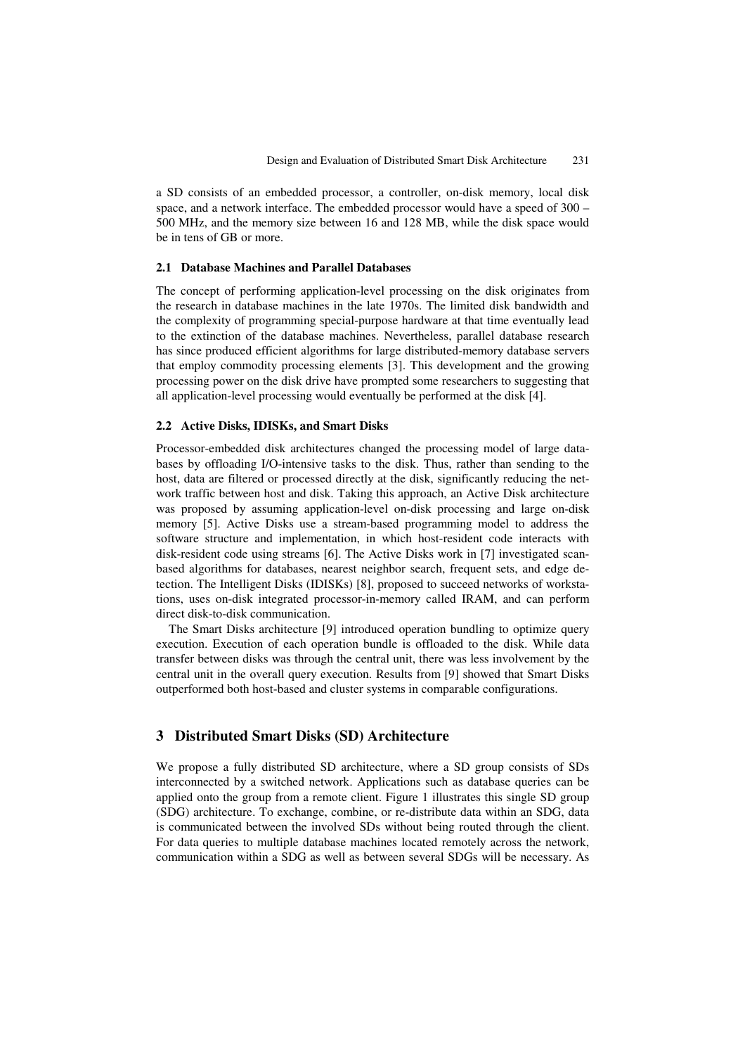a SD consists of an embedded processor, a controller, on-disk memory, local disk space, and a network interface. The embedded processor would have a speed of 300 – 500 MHz, and the memory size between 16 and 128 MB, while the disk space would be in tens of GB or more.

### 2.1 Database Machines and Parallel Databases

The concept of performing application-level processing on the disk originates from the research in database machines in the late 1970s. The limited disk bandwidth and the complexity of programming special-purpose hardware at that time eventually lead to the extinction of the database machines. Nevertheless, parallel database research has since produced efficient algorithms for large distributed-memory database servers that employ commodity processing elements [3]. This development and the growing processing power on the disk drive have prompted some researchers to suggesting that all application-level processing would eventually be performed at the disk [4].

### 2.2 Active Disks, IDISKs, and Smart Disks

Processor-embedded disk architectures changed the processing model of large databases by offloading I/O-intensive tasks to the disk. Thus, rather than sending to the host, data are filtered or processed directly at the disk, significantly reducing the network traffic between host and disk. Taking this approach, an Active Disk architecture was proposed by assuming application-level on-disk processing and large on-disk memory [5]. Active Disks use a stream-based programming model to address the software structure and implementation, in which host-resident code interacts with disk-resident code using streams [6]. The Active Disks work in [7] investigated scan-based algorithms for databases, nearest neighbor search, frequent sets, and edge detection. The Intelligent Disks (IDISKs) [8], proposed to succeed networks of workstations, uses on-disk integrated processor-in-memory called IRAM, and can perform direct disk-to-disk communication.

The Smart Disks architecture [9] introduced operation bundling to optimize query execution. Execution of each operation bundle is offloaded to the disk. While data transfer between disks was through the central unit, there was less involvement by the central unit in the overall query execution. Results from [9] showed that Smart Disks outperformed both host-based and cluster systems in comparable configurations.

## 3 Distributed Smart Disks (SD) Architecture

We propose a fully distributed SD architecture, where a SD group consists of SDs interconnected by a switched network. Applications such as database queries can be applied onto the group from a remote client. Figure 1 illustrates this single SD group (SDG) architecture. To exchange, combine, or re-distribute data within an SDG, data is communicated between the involved SDs without being routed through the client. For data queries to multiple database machines located remotely across the network, communication within a SDG as well as between several SDGs will be necessary. As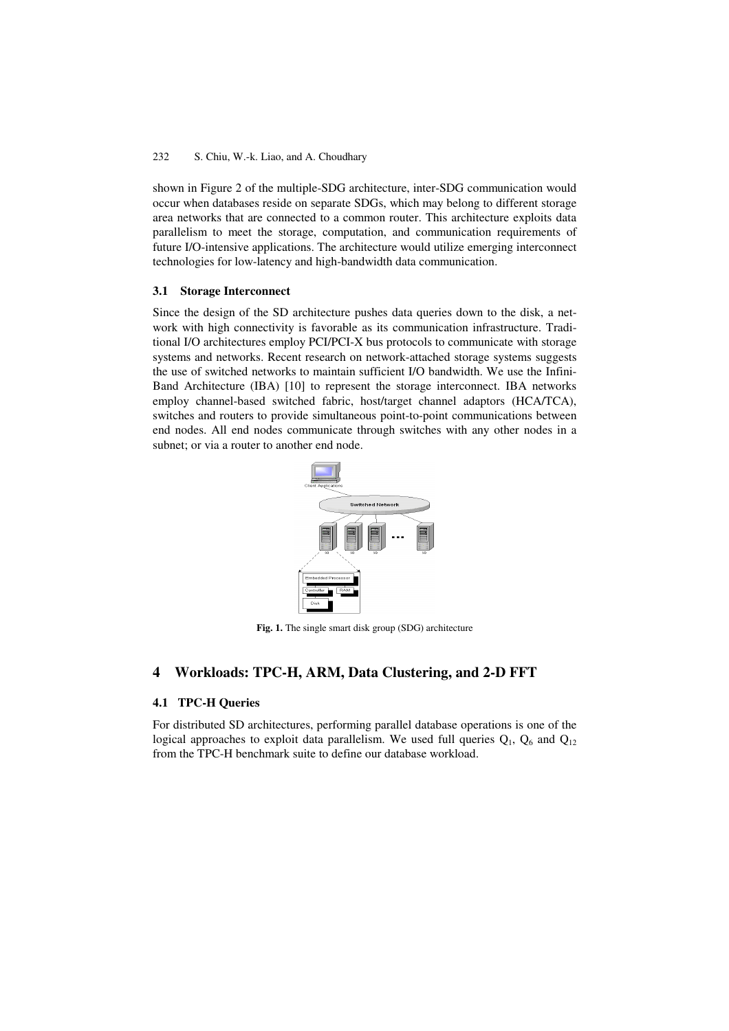shown in Figure 2 of the multiple-SDG architecture, inter-SDG communication would occur when databases reside on separate SDGs, which may belong to different storage area networks that are connected to a common router. This architecture exploits data parallelism to meet the storage, computation, and communication requirements of future I/O-intensive applications. The architecture would utilize emerging interconnect technologies for low-latency and high-bandwidth data communication.

### 3.1 Storage Interconnect

Since the design of the SD architecture pushes data queries down to the disk, a network with high connectivity is favorable as its communication infrastructure. Traditional I/O architectures employ PCI/PCI-X bus protocols to communicate with storage systems and networks. Recent research on network-attached storage systems suggests the use of switched networks to maintain sufficient I/O bandwidth. We use the InfiniBand Architecture (IBA) [10] to represent the storage interconnect. IBA networks employ channel-based switched fabric, host/target channel adaptors (HCA/TCA), switches and routers to provide simultaneous point-to-point communications between end nodes. All end nodes communicate through switches with any other nodes in a subnet; or via a router to another end node.

**Fig. 1.** The single smart disk group (SDG) architecture

## 4 Workloads: TPC-H, ARM, Data Clustering, and 2-D FFT

### 4.1 TPC-H Queries

For distributed SD architectures, performing parallel database operations is one of the logical approaches to exploit data parallelism. We used full queries $Q_1$, $Q_6$ and $Q_{12}$ from the TPC-H benchmark suite to define our database workload.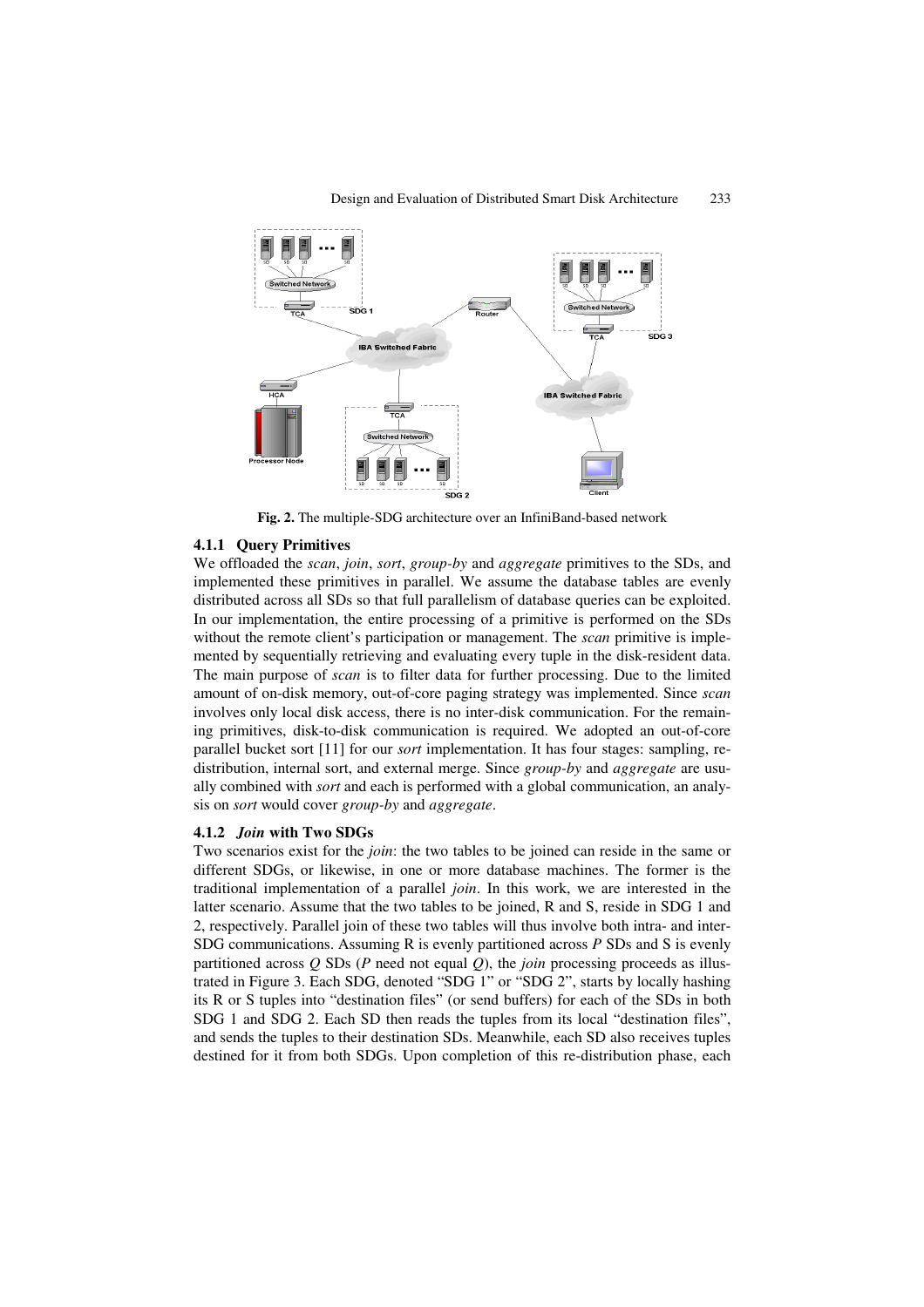SDG 1

Switched Network

TCA

Router

Switched Network

TCA

SDG 3

IBA Switched Fabric

HCA

TCA

Switched Network

IBA Switched Fabric

Processor Node

SDG 2

Client

**Fig. 2.** The multiple-SDG architecture over an InfiniBand-based network

### 4.1.1 Query Primitives

We offloaded the *scan*, *join*, *sort*, *group-by* and *aggregate* primitives to the SDs, and implemented these primitives in parallel. We assume the database tables are evenly distributed across all SDs so that full parallelism of database queries can be exploited. In our implementation, the entire processing of a primitive is performed on the SDs without the remote client's participation or management. The *scan* primitive is implemented by sequentially retrieving and evaluating every tuple in the disk-resident data. The main purpose of *scan* is to filter data for further processing. Due to the limited amount of on-disk memory, out-of-core paging strategy was implemented. Since *scan* involves only local disk access, there is no inter-disk communication. For the remaining primitives, disk-to-disk communication is required. We adopted an out-of-core parallel bucket sort [11] for our *sort* implementation. It has four stages: sampling, redistribution, internal sort, and external merge. Since *group-by* and *aggregate* are usually combined with *sort* and each is performed with a global communication, an analysis on *sort* would cover *group-by* and *aggregate*.

### 4.1.2 *Join* with Two SDGs

Two scenarios exist for the *join*: the two tables to be joined can reside in the same or different SDGs, or likewise, in one or more database machines. The former is the traditional implementation of a parallel *join*. In this work, we are interested in the latter scenario. Assume that the two tables to be joined, R and S, reside in SDG 1 and 2, respectively. Parallel join of these two tables will thus involve both intra- and inter-SDG communications. Assuming R is evenly partitioned across *P* SDs and S is evenly partitioned across *Q* SDs (*P* need not equal *Q*), the *join* processing proceeds as illustrated in Figure 3. Each SDG, denoted "SDG 1" or "SDG 2", starts by locally hashing its R or S tuples into "destination files" (or send buffers) for each of the SDs in both SDG 1 and SDG 2. Each SD then reads the tuples from its local "destination files", and sends the tuples to their destination SDs. Meanwhile, each SD also receives tuples destined for it from both SDGs. Upon completion of this re-distribution phase, each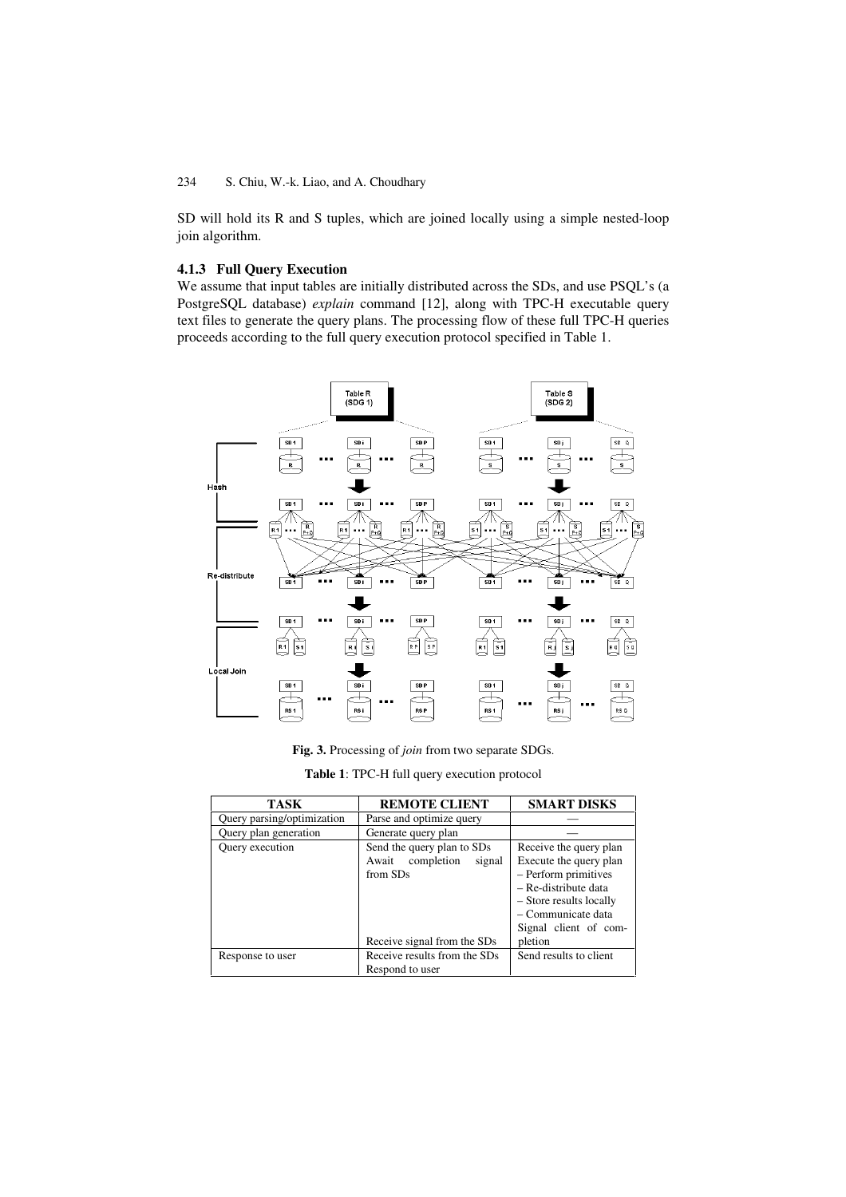SD will hold its R and S tuples, which are joined locally using a simple nested-loop join algorithm.

### 4.1.3 Full Query Execution

We assume that input tables are initially distributed across the SDs, and use PSQL's (a PostgreSQL database) *explain* command [12], along with TPC-H executable query text files to generate the query plans. The processing flow of these full TPC-H queries proceeds according to the full query execution protocol specified in Table 1.

**Fig. 3.** Processing of *join* from two separate SDGs.

**Table 1**: TPC-H full query execution protocol

| TASK | REMOTE CLIENT | SMART DISKS |
|---|---|---|
| Query parsing/optimization | Parse and optimize query | — |
| Query plan generation | Generate query plan | — |
| Query execution | Send the query plan to SDs<br>Await completion signal from SDs<br><br><br><br><br>Receive signal from the SDs | Receive the query plan<br>Execute the query plan<br>– Perform primitives<br>– Re-distribute data<br>– Store results locally<br>– Communicate data<br>Signal client of completion |
| Response to user | Receive results from the SDs<br>Respond to user | Send results to client |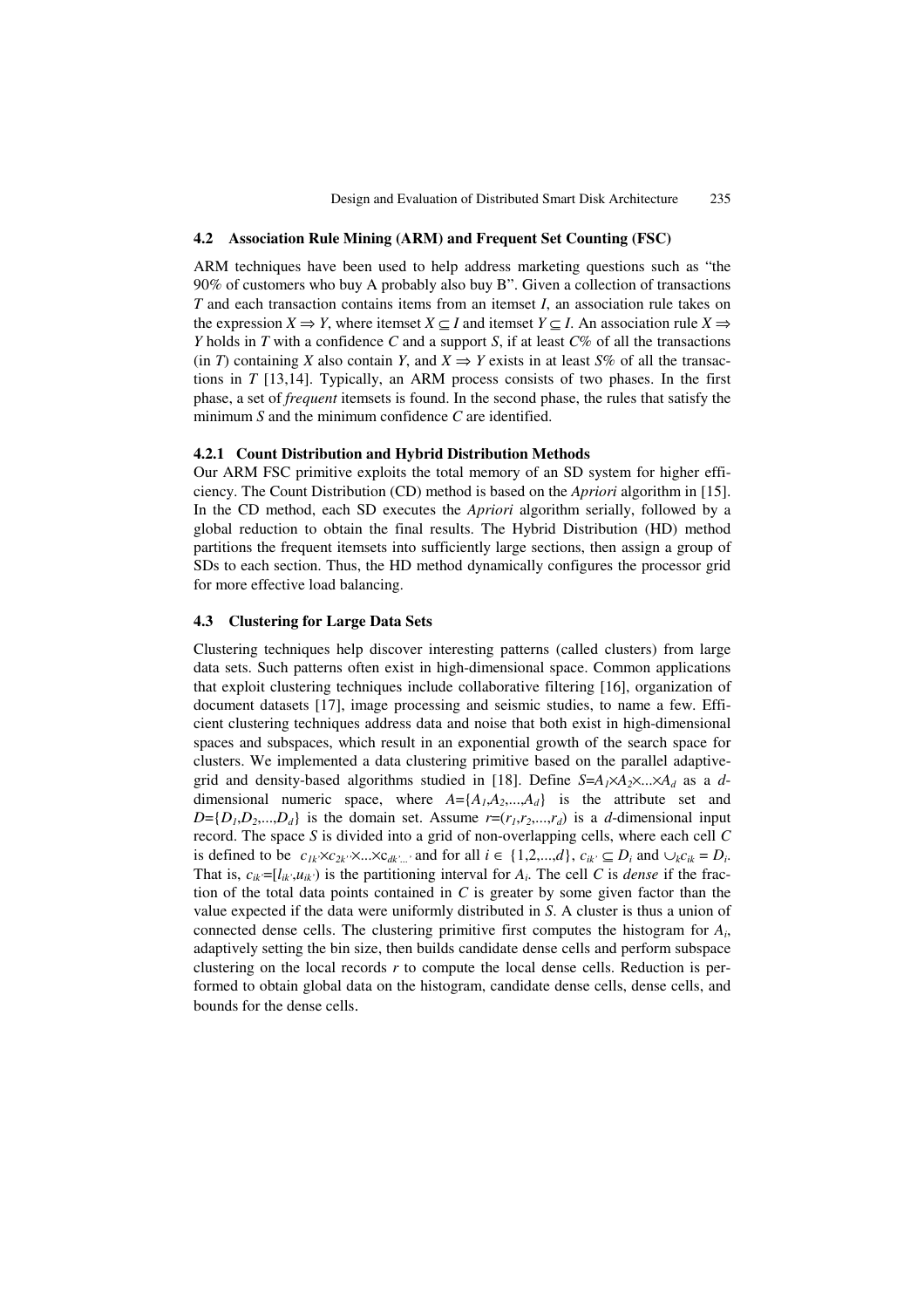### 4.2 Association Rule Mining (ARM) and Frequent Set Counting (FSC)

ARM techniques have been used to help address marketing questions such as "the 90% of customers who buy A probably also buy B". Given a collection of transactions $T$ and each transaction contains items from an itemset $I$, an association rule takes on the expression $X \Rightarrow Y$, where itemset $X \subseteq I$ and itemset $Y \subseteq I$. An association rule $X \Rightarrow Y$ holds in $T$ with a confidence $C$ and a support $S$, if at least $C$% of all the transactions (in $T$) containing $X$ also contain $Y$, and $X \Rightarrow Y$ exists in at least $S$% of all the transactions in $T$ [13,14]. Typically, an ARM process consists of two phases. In the first phase, a set of *frequent* itemsets is found. In the second phase, the rules that satisfy the minimum $S$ and the minimum confidence $C$ are identified.

#### 4.2.1 Count Distribution and Hybrid Distribution Methods

Our ARM FSC primitive exploits the total memory of an SD system for higher efficiency. The Count Distribution (CD) method is based on the *Apriori* algorithm in [15]. In the CD method, each SD executes the *Apriori* algorithm serially, followed by a global reduction to obtain the final results. The Hybrid Distribution (HD) method partitions the frequent itemsets into sufficiently large sections, then assign a group of SDs to each section. Thus, the HD method dynamically configures the processor grid for more effective load balancing.

### 4.3 Clustering for Large Data Sets

Clustering techniques help discover interesting patterns (called clusters) from large data sets. Such patterns often exist in high-dimensional space. Common applications that exploit clustering techniques include collaborative filtering [16], organization of document datasets [17], image processing and seismic studies, to name a few. Efficient clustering techniques address data and noise that both exist in high-dimensional spaces and subspaces, which result in an exponential growth of the search space for clusters. We implemented a data clustering primitive based on the parallel adaptive-grid and density-based algorithms studied in [18]. Define $S=A_1 \times A_2 \times ... \times A_d$ as a $d$-dimensional numeric space, where $A=\{A_1,A_2,...,A_d\}$ is the attribute set and $D=\{D_1,D_2,...,D_d\}$ is the domain set. Assume $r=(r_1,r_2,...,r_d)$ is a $d$-dimensional input record. The space $S$ is divided into a grid of non-overlapping cells, where each cell $C$ is defined to be $c_{1k'} \times c_{2k''} \times ... \times c_{dk'...'}$ and for all $i \in \{1,2,...,d\}$, $c_{ik'} \subseteq D_i$ and $\cup_k c_{ik} = D_i$. That is, $c_{ik'}=[l_{ik'},u_{ik'})$ is the partitioning interval for $A_i$. The cell $C$ is *dense* if the fraction of the total data points contained in $C$ is greater by some given factor than the value expected if the data were uniformly distributed in $S$. A cluster is thus a union of connected dense cells. The clustering primitive first computes the histogram for $A_i$, adaptively setting the bin size, then builds candidate dense cells and perform subspace clustering on the local records $r$ to compute the local dense cells. Reduction is performed to obtain global data on the histogram, candidate dense cells, dense cells, and bounds for the dense cells.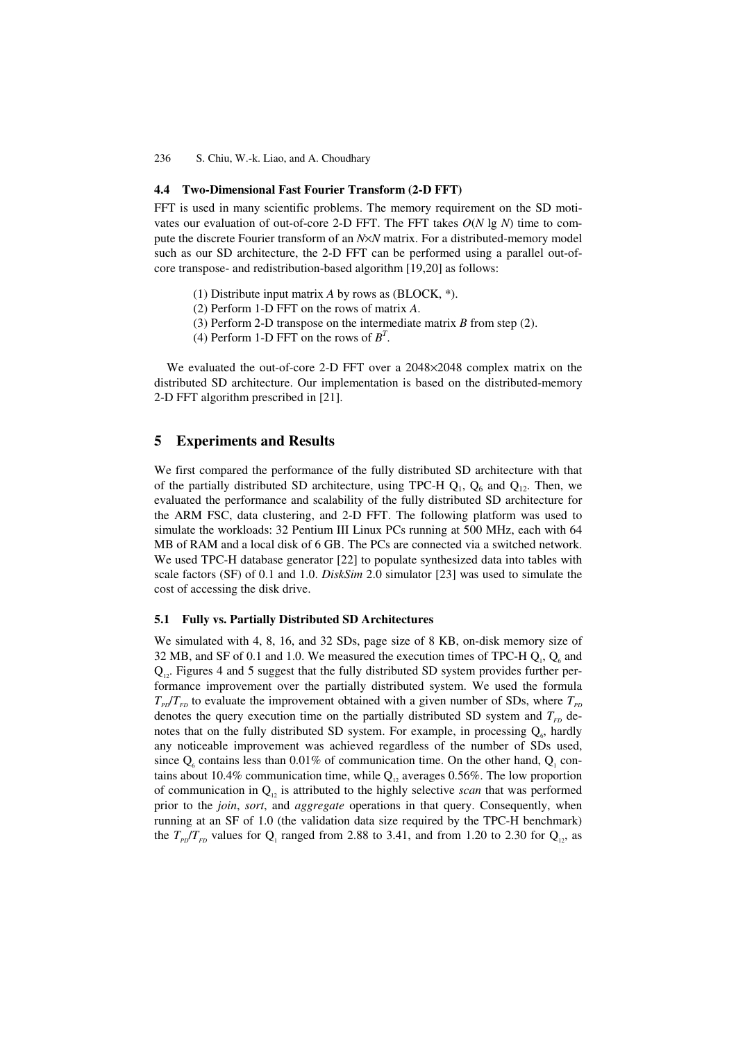### 4.4 Two-Dimensional Fast Fourier Transform (2-D FFT)

FFT is used in many scientific problems. The memory requirement on the SD motivates our evaluation of out-of-core 2-D FFT. The FFT takes $O(N \lg N)$ time to compute the discrete Fourier transform of an $N{\times}N$ matrix. For a distributed-memory model such as our SD architecture, the 2-D FFT can be performed using a parallel out-of-core transpose- and redistribution-based algorithm [19,20] as follows:

(1) Distribute input matrix *A* by rows as (BLOCK, *).
(2) Perform 1-D FFT on the rows of matrix *A*.
(3) Perform 2-D transpose on the intermediate matrix *B* from step (2).
(4) Perform 1-D FFT on the rows of $B^T$.

We evaluated the out-of-core 2-D FFT over a 2048×2048 complex matrix on the distributed SD architecture. Our implementation is based on the distributed-memory 2-D FFT algorithm prescribed in [21].

## 5 Experiments and Results

We first compared the performance of the fully distributed SD architecture with that of the partially distributed SD architecture, using TPC-H $Q_1$, $Q_6$ and $Q_{12}$. Then, we evaluated the performance and scalability of the fully distributed SD architecture for the ARM FSC, data clustering, and 2-D FFT. The following platform was used to simulate the workloads: 32 Pentium III Linux PCs running at 500 MHz, each with 64 MB of RAM and a local disk of 6 GB. The PCs are connected via a switched network. We used TPC-H database generator [22] to populate synthesized data into tables with scale factors (SF) of 0.1 and 1.0. *DiskSim* 2.0 simulator [23] was used to simulate the cost of accessing the disk drive.

### 5.1 Fully vs. Partially Distributed SD Architectures

We simulated with 4, 8, 16, and 32 SDs, page size of 8 KB, on-disk memory size of 32 MB, and SF of 0.1 and 1.0. We measured the execution times of TPC-H $Q_1$, $Q_6$ and $Q_{12}$. Figures 4 and 5 suggest that the fully distributed SD system provides further performance improvement over the partially distributed system. We used the formula $T_{PD}/T_{FD}$ to evaluate the improvement obtained with a given number of SDs, where $T_{PD}$ denotes the query execution time on the partially distributed SD system and $T_{FD}$ denotes that on the fully distributed SD system. For example, in processing $Q_6$, hardly any noticeable improvement was achieved regardless of the number of SDs used, since $Q_6$ contains less than 0.01% of communication time. On the other hand, $Q_1$ contains about 10.4% communication time, while $Q_{12}$ averages 0.56%. The low proportion of communication in $Q_{12}$ is attributed to the highly selective *scan* that was performed prior to the *join*, *sort*, and *aggregate* operations in that query. Consequently, when running at an SF of 1.0 (the validation data size required by the TPC-H benchmark) the $T_{PD}/T_{FD}$ values for $Q_1$ ranged from 2.88 to 3.41, and from 1.20 to 2.30 for $Q_{12}$, as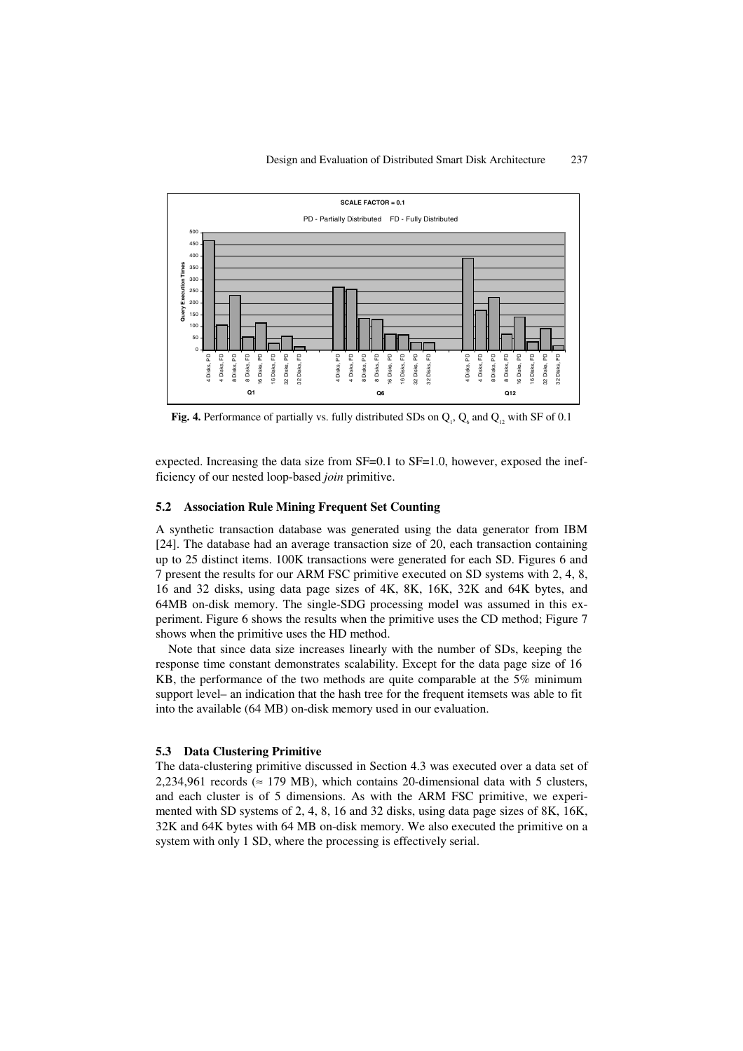**Fig. 4.** Performance of partially vs. fully distributed SDs on $Q_1$, $Q_6$ and $Q_{12}$ with SF of 0.1

expected. Increasing the data size from SF=0.1 to SF=1.0, however, exposed the inefficiency of our nested loop-based *join* primitive.

### 5.2 Association Rule Mining Frequent Set Counting

A synthetic transaction database was generated using the data generator from IBM [24]. The database had an average transaction size of 20, each transaction containing up to 25 distinct items. 100K transactions were generated for each SD. Figures 6 and 7 present the results for our ARM FSC primitive executed on SD systems with 2, 4, 8, 16 and 32 disks, using data page sizes of 4K, 8K, 16K, 32K and 64K bytes, and 64MB on-disk memory. The single-SDG processing model was assumed in this experiment. Figure 6 shows the results when the primitive uses the CD method; Figure 7 shows when the primitive uses the HD method.

Note that since data size increases linearly with the number of SDs, keeping the response time constant demonstrates scalability. Except for the data page size of 16 KB, the performance of the two methods are quite comparable at the 5% minimum support level– an indication that the hash tree for the frequent itemsets was able to fit into the available (64 MB) on-disk memory used in our evaluation.

### 5.3 Data Clustering Primitive

The data-clustering primitive discussed in Section 4.3 was executed over a data set of 2,234,961 records (≈ 179 MB), which contains 20-dimensional data with 5 clusters, and each cluster is of 5 dimensions. As with the ARM FSC primitive, we experimented with SD systems of 2, 4, 8, 16 and 32 disks, using data page sizes of 8K, 16K, 32K and 64K bytes with 64 MB on-disk memory. We also executed the primitive on a system with only 1 SD, where the processing is effectively serial.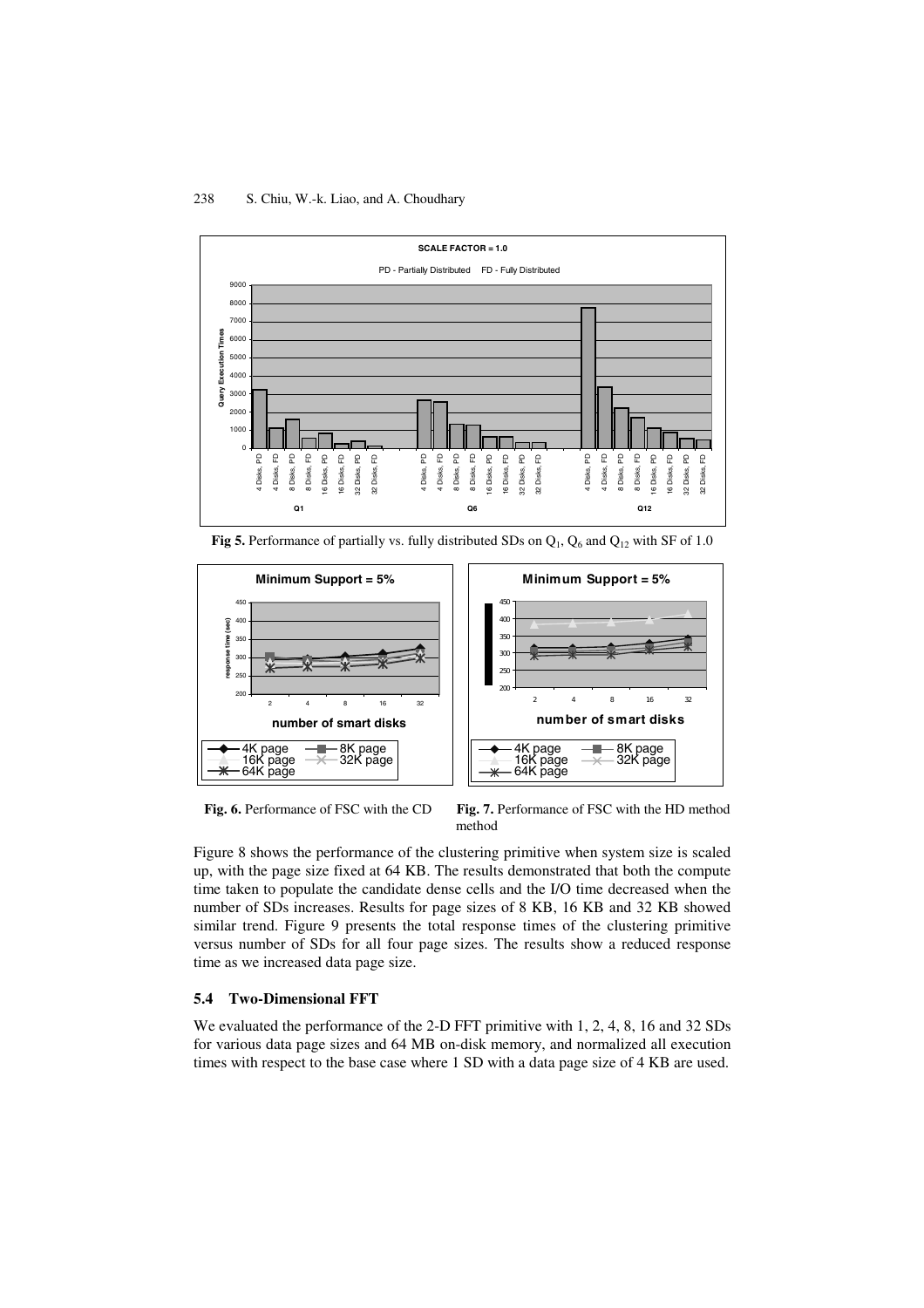**Fig 5.** Performance of partially vs. fully distributed SDs on $Q_1$, $Q_6$ and $Q_{12}$ with SF of 1.0

**Fig. 6.** Performance of FSC with the CD method

**Fig. 7.** Performance of FSC with the HD method

Figure 8 shows the performance of the clustering primitive when system size is scaled up, with the page size fixed at 64 KB. The results demonstrated that both the compute time taken to populate the candidate dense cells and the I/O time decreased when the number of SDs increases. Results for page sizes of 8 KB, 16 KB and 32 KB showed similar trend. Figure 9 presents the total response times of the clustering primitive versus number of SDs for all four page sizes. The results show a reduced response time as we increased data page size.

### 5.4 Two-Dimensional FFT

We evaluated the performance of the 2-D FFT primitive with 1, 2, 4, 8, 16 and 32 SDs for various data page sizes and 64 MB on-disk memory, and normalized all execution times with respect to the base case where 1 SD with a data page size of 4 KB are used.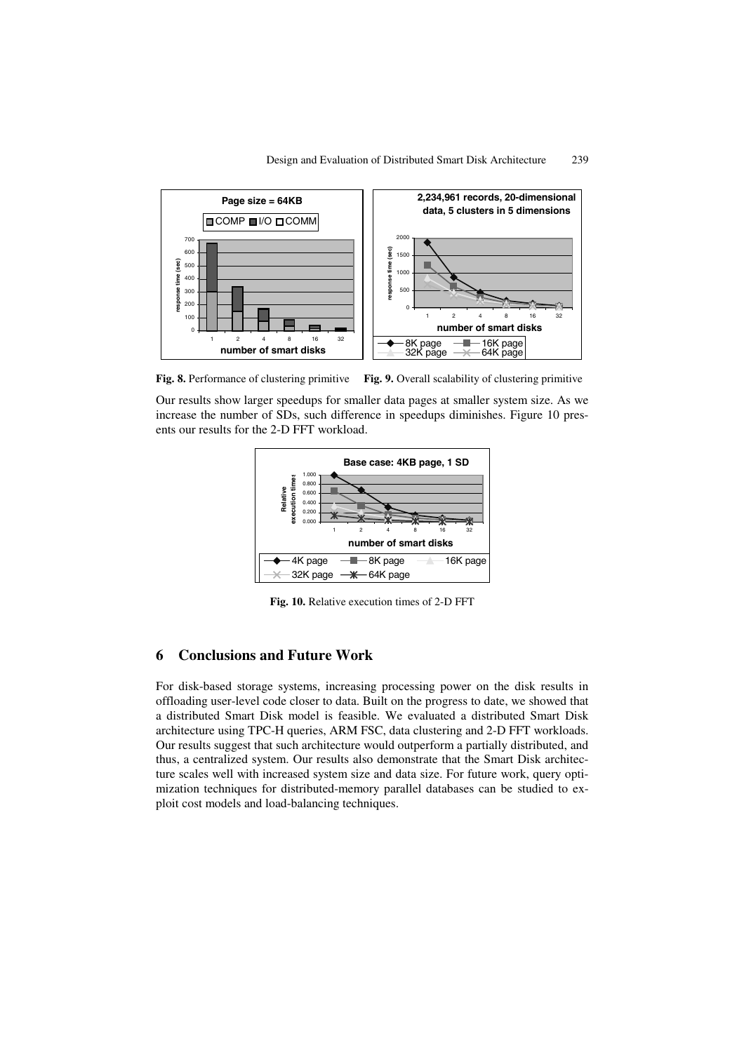**Fig. 8.** Performance of clustering primitive **Fig. 9.** Overall scalability of clustering primitive

Our results show larger speedups for smaller data pages at smaller system size. As we increase the number of SDs, such difference in speedups diminishes. Figure 10 presents our results for the 2-D FFT workload.

**Fig. 10.** Relative execution times of 2-D FFT

## 6 Conclusions and Future Work

For disk-based storage systems, increasing processing power on the disk results in offloading user-level code closer to data. Built on the progress to date, we showed that a distributed Smart Disk model is feasible. We evaluated a distributed Smart Disk architecture using TPC-H queries, ARM FSC, data clustering and 2-D FFT workloads. Our results suggest that such architecture would outperform a partially distributed, and thus, a centralized system. Our results also demonstrate that the Smart Disk architecture scales well with increased system size and data size. For future work, query optimization techniques for distributed-memory parallel databases can be studied to exploit cost models and load-balancing techniques.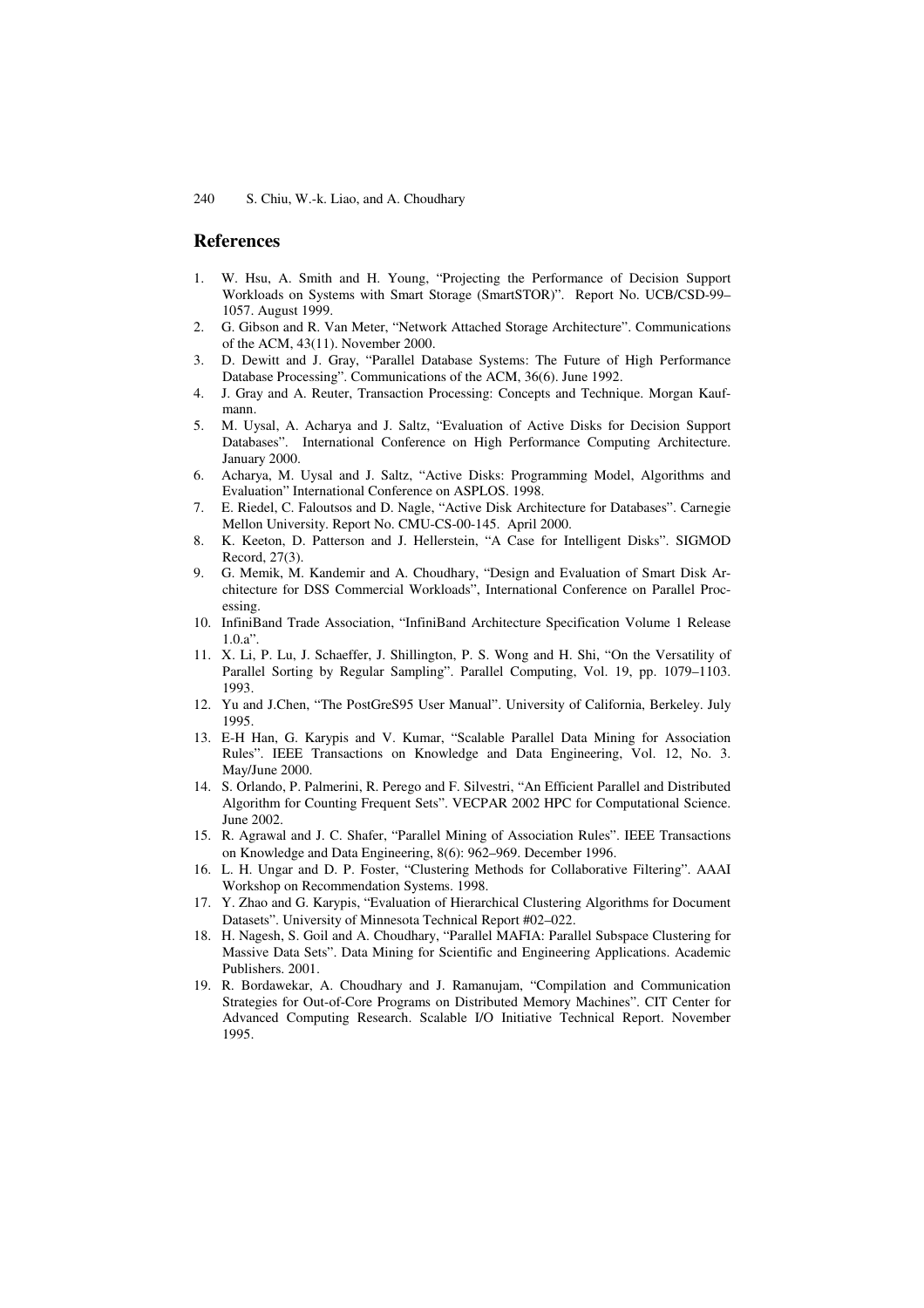## References

1. W. Hsu, A. Smith and H. Young, "Projecting the Performance of Decision Support Workloads on Systems with Smart Storage (SmartSTOR)". Report No. UCB/CSD-99–1057. August 1999.
2. G. Gibson and R. Van Meter, "Network Attached Storage Architecture". Communications of the ACM, 43(11). November 2000.
3. D. Dewitt and J. Gray, "Parallel Database Systems: The Future of High Performance Database Processing". Communications of the ACM, 36(6). June 1992.
4. J. Gray and A. Reuter, Transaction Processing: Concepts and Technique. Morgan Kaufmann.
5. M. Uysal, A. Acharya and J. Saltz, "Evaluation of Active Disks for Decision Support Databases". International Conference on High Performance Computing Architecture. January 2000.
6. Acharya, M. Uysal and J. Saltz, "Active Disks: Programming Model, Algorithms and Evaluation" International Conference on ASPLOS. 1998.
7. E. Riedel, C. Faloutsos and D. Nagle, "Active Disk Architecture for Databases". Carnegie Mellon University. Report No. CMU-CS-00-145. April 2000.
8. K. Keeton, D. Patterson and J. Hellerstein, "A Case for Intelligent Disks". SIGMOD Record, 27(3).
9. G. Memik, M. Kandemir and A. Choudhary, "Design and Evaluation of Smart Disk Architecture for DSS Commercial Workloads", International Conference on Parallel Processing.
10. InfiniBand Trade Association, "InfiniBand Architecture Specification Volume 1 Release 1.0.a".
11. X. Li, P. Lu, J. Schaeffer, J. Shillington, P. S. Wong and H. Shi, "On the Versatility of Parallel Sorting by Regular Sampling". Parallel Computing, Vol. 19, pp. 1079–1103. 1993.
12. Yu and J.Chen, "The PostGreS95 User Manual". University of California, Berkeley. July 1995.
13. E-H Han, G. Karypis and V. Kumar, "Scalable Parallel Data Mining for Association Rules". IEEE Transactions on Knowledge and Data Engineering, Vol. 12, No. 3. May/June 2000.
14. S. Orlando, P. Palmerini, R. Perego and F. Silvestri, "An Efficient Parallel and Distributed Algorithm for Counting Frequent Sets". VECPAR 2002 HPC for Computational Science. June 2002.
15. R. Agrawal and J. C. Shafer, "Parallel Mining of Association Rules". IEEE Transactions on Knowledge and Data Engineering, 8(6): 962–969. December 1996.
16. L. H. Ungar and D. P. Foster, "Clustering Methods for Collaborative Filtering". AAAI Workshop on Recommendation Systems. 1998.
17. Y. Zhao and G. Karypis, "Evaluation of Hierarchical Clustering Algorithms for Document Datasets". University of Minnesota Technical Report #02–022.
18. H. Nagesh, S. Goil and A. Choudhary, "Parallel MAFIA: Parallel Subspace Clustering for Massive Data Sets". Data Mining for Scientific and Engineering Applications. Academic Publishers. 2001.
19. R. Bordawekar, A. Choudhary and J. Ramanujam, "Compilation and Communication Strategies for Out-of-Core Programs on Distributed Memory Machines". CIT Center for Advanced Computing Research. Scalable I/O Initiative Technical Report. November 1995.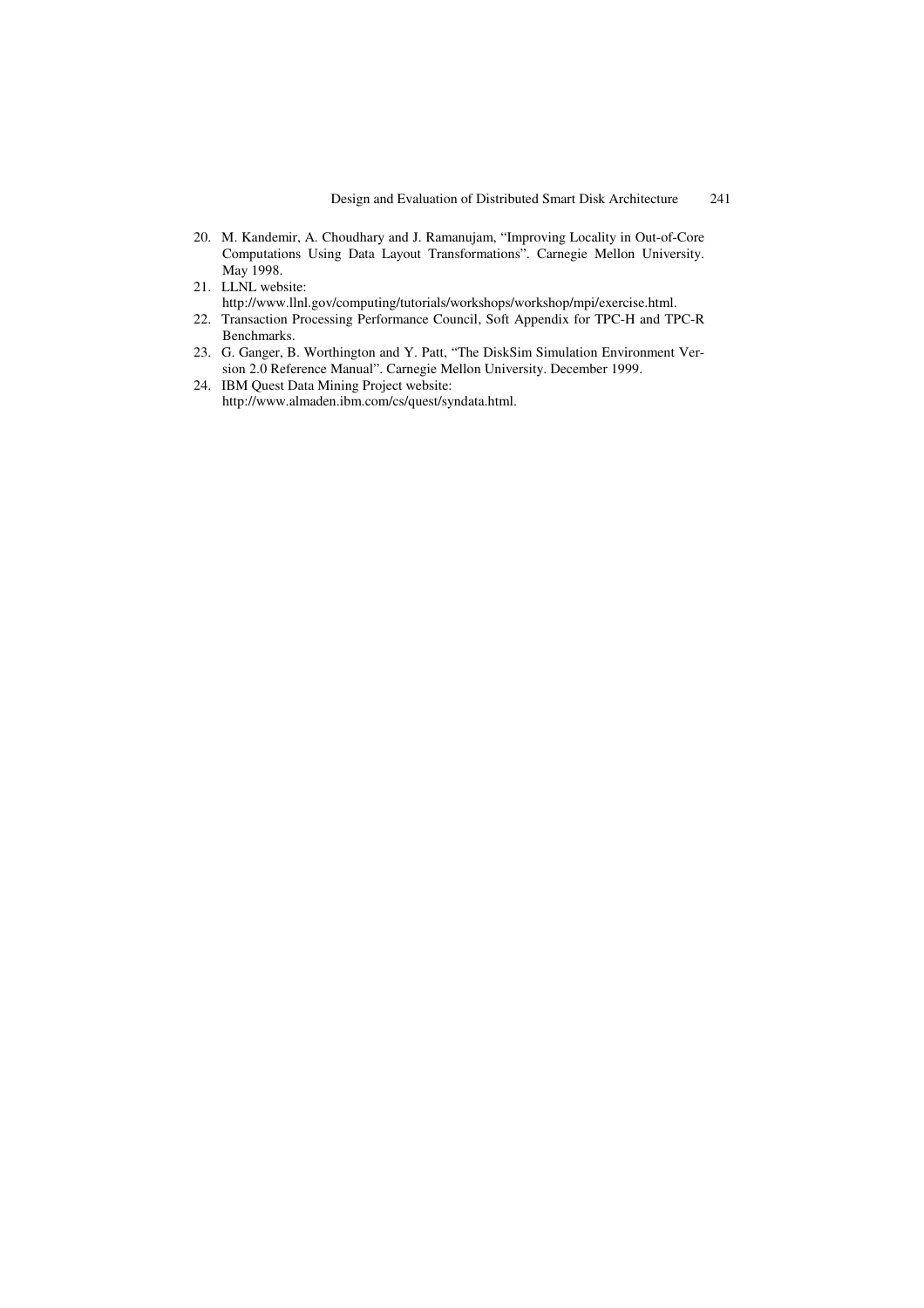20. M. Kandemir, A. Choudhary and J. Ramanujam, "Improving Locality in Out-of-Core Computations Using Data Layout Transformations". Carnegie Mellon University. May 1998.
21. LLNL website: http://www.llnl.gov/computing/tutorials/workshops/workshop/mpi/exercise.html.
22. Transaction Processing Performance Council, Soft Appendix for TPC-H and TPC-R Benchmarks.
23. G. Ganger, B. Worthington and Y. Patt, "The DiskSim Simulation Environment Version 2.0 Reference Manual". Carnegie Mellon University. December 1999.
24. IBM Quest Data Mining Project website: http://www.almaden.ibm.com/cs/quest/syndata.html.